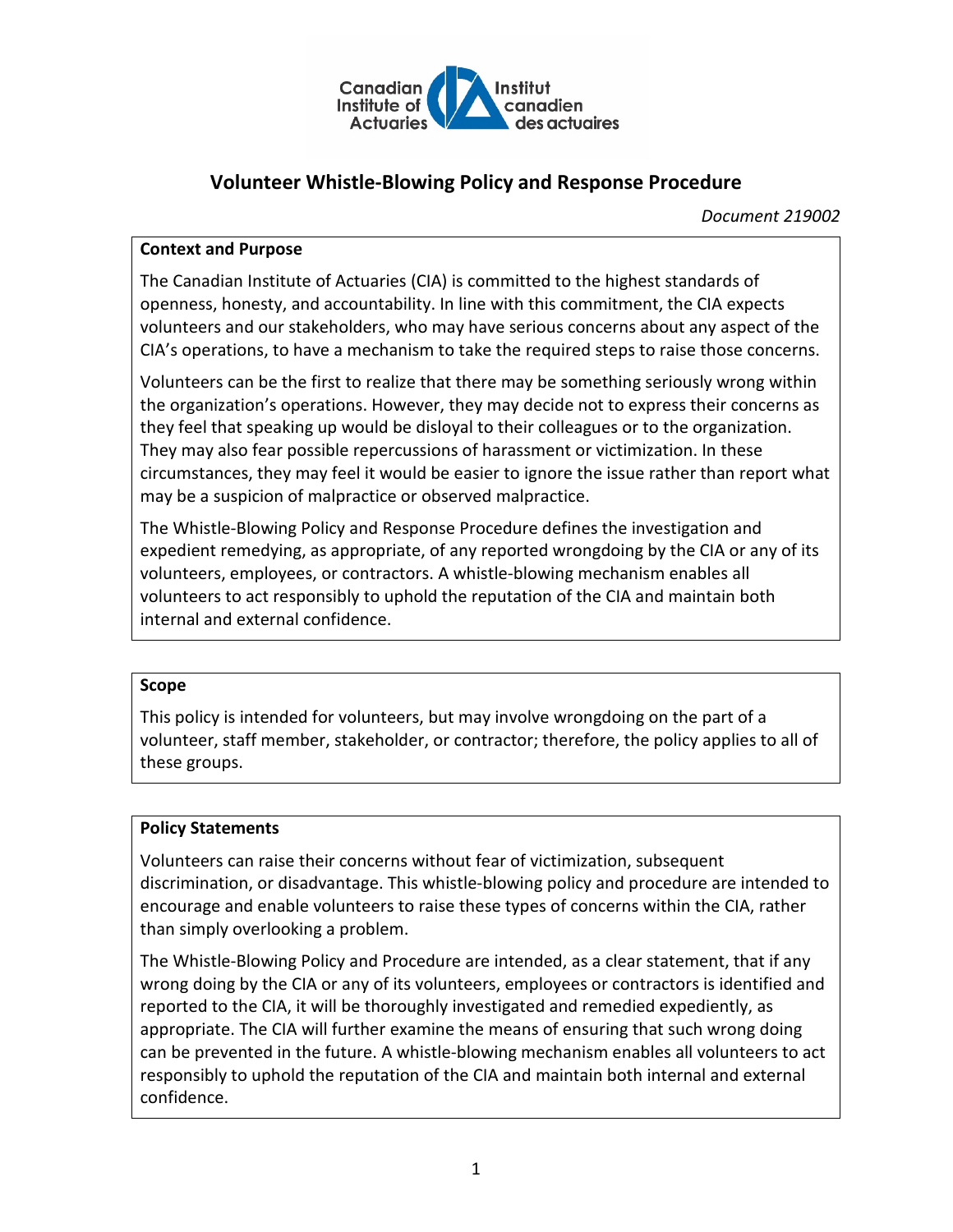Canadian Institute of Actuaries / Institut canadien des actuaires

# Volunteer Whistle-Blowing Policy and Response Procedure

*Document 219002*

## Context and Purpose

The Canadian Institute of Actuaries (CIA) is committed to the highest standards of openness, honesty, and accountability. In line with this commitment, the CIA expects volunteers and our stakeholders, who may have serious concerns about any aspect of the CIA's operations, to have a mechanism to take the required steps to raise those concerns.

Volunteers can be the first to realize that there may be something seriously wrong within the organization's operations. However, they may decide not to express their concerns as they feel that speaking up would be disloyal to their colleagues or to the organization. They may also fear possible repercussions of harassment or victimization. In these circumstances, they may feel it would be easier to ignore the issue rather than report what may be a suspicion of malpractice or observed malpractice.

The Whistle-Blowing Policy and Response Procedure defines the investigation and expedient remedying, as appropriate, of any reported wrongdoing by the CIA or any of its volunteers, employees, or contractors. A whistle-blowing mechanism enables all volunteers to act responsibly to uphold the reputation of the CIA and maintain both internal and external confidence.

## Scope

This policy is intended for volunteers, but may involve wrongdoing on the part of a volunteer, staff member, stakeholder, or contractor; therefore, the policy applies to all of these groups.

## Policy Statements

Volunteers can raise their concerns without fear of victimization, subsequent discrimination, or disadvantage. This whistle-blowing policy and procedure are intended to encourage and enable volunteers to raise these types of concerns within the CIA, rather than simply overlooking a problem.

The Whistle-Blowing Policy and Procedure are intended, as a clear statement, that if any wrong doing by the CIA or any of its volunteers, employees or contractors is identified and reported to the CIA, it will be thoroughly investigated and remedied expediently, as appropriate. The CIA will further examine the means of ensuring that such wrong doing can be prevented in the future. A whistle-blowing mechanism enables all volunteers to act responsibly to uphold the reputation of the CIA and maintain both internal and external confidence.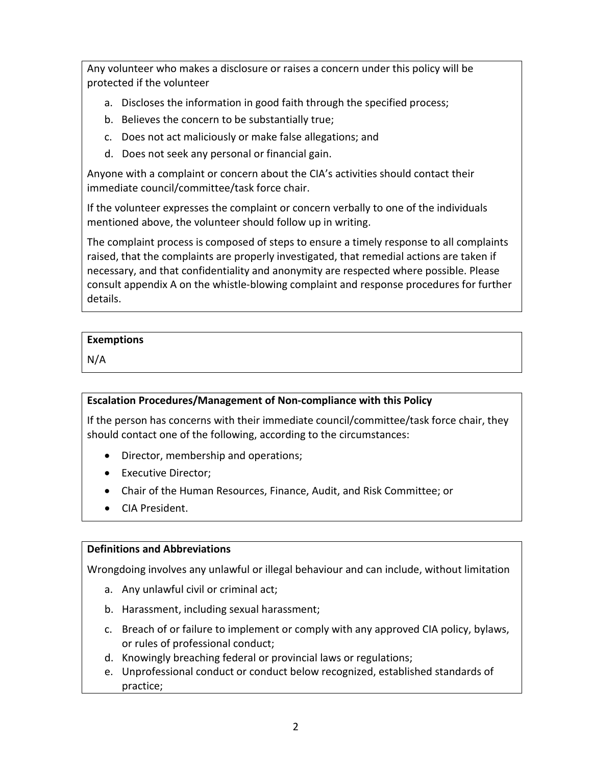Any volunteer who makes a disclosure or raises a concern under this policy will be protected if the volunteer

a. Discloses the information in good faith through the specified process;
b. Believes the concern to be substantially true;
c. Does not act maliciously or make false allegations; and
d. Does not seek any personal or financial gain.

Anyone with a complaint or concern about the CIA's activities should contact their immediate council/committee/task force chair.

If the volunteer expresses the complaint or concern verbally to one of the individuals mentioned above, the volunteer should follow up in writing.

The complaint process is composed of steps to ensure a timely response to all complaints raised, that the complaints are properly investigated, that remedial actions are taken if necessary, and that confidentiality and anonymity are respected where possible. Please consult appendix A on the whistle-blowing complaint and response procedures for further details.

**Exemptions**

N/A

**Escalation Procedures/Management of Non-compliance with this Policy**

If the person has concerns with their immediate council/committee/task force chair, they should contact one of the following, according to the circumstances:

- Director, membership and operations;
- Executive Director;
- Chair of the Human Resources, Finance, Audit, and Risk Committee; or
- CIA President.

**Definitions and Abbreviations**

Wrongdoing involves any unlawful or illegal behaviour and can include, without limitation

a. Any unlawful civil or criminal act;
b. Harassment, including sexual harassment;
c. Breach of or failure to implement or comply with any approved CIA policy, bylaws, or rules of professional conduct;
d. Knowingly breaching federal or provincial laws or regulations;
e. Unprofessional conduct or conduct below recognized, established standards of practice;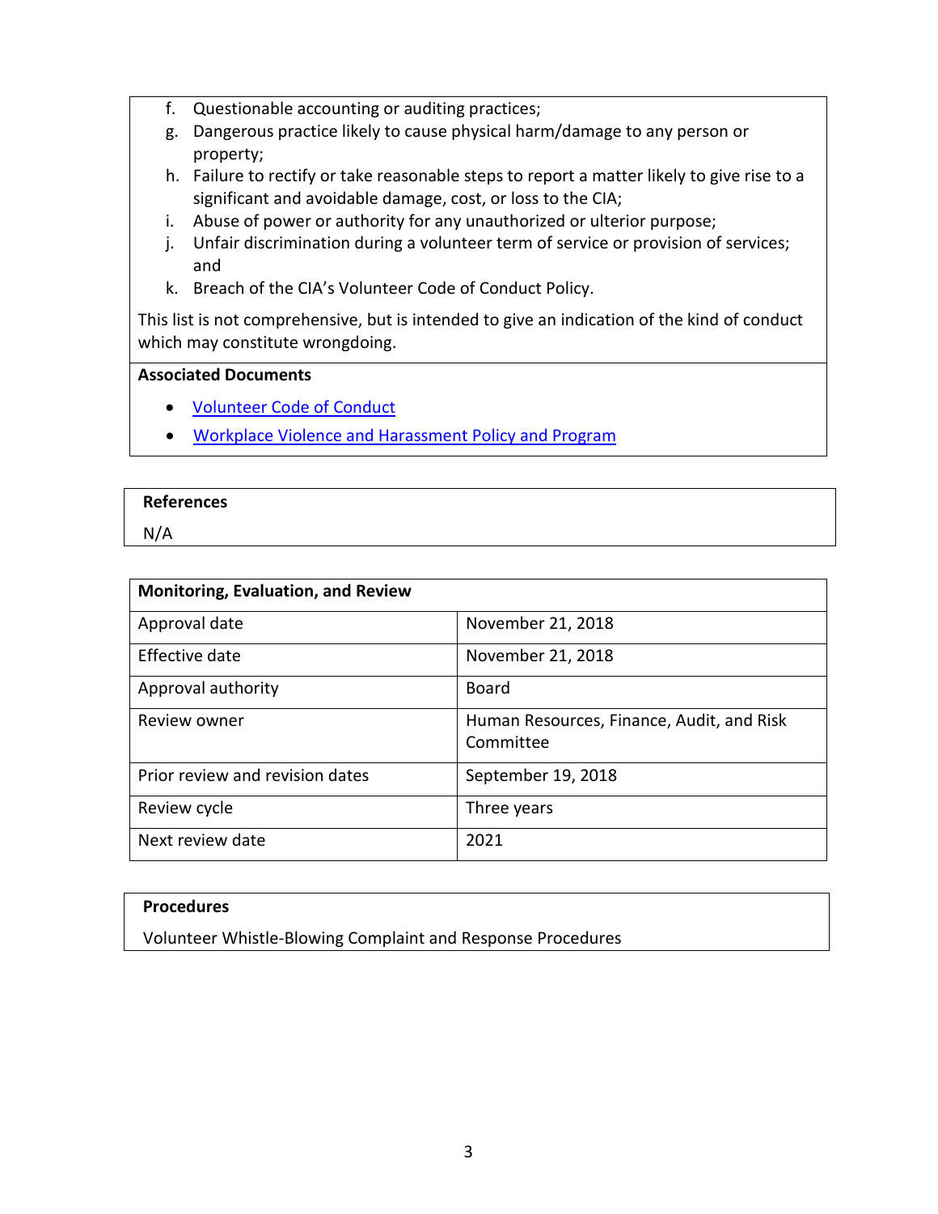f. Questionable accounting or auditing practices;
g. Dangerous practice likely to cause physical harm/damage to any person or property;
h. Failure to rectify or take reasonable steps to report a matter likely to give rise to a significant and avoidable damage, cost, or loss to the CIA;
i. Abuse of power or authority for any unauthorized or ulterior purpose;
j. Unfair discrimination during a volunteer term of service or provision of services; and
k. Breach of the CIA's Volunteer Code of Conduct Policy.

This list is not comprehensive, but is intended to give an indication of the kind of conduct which may constitute wrongdoing.

**Associated Documents**

- Volunteer Code of Conduct
- Workplace Violence and Harassment Policy and Program

**References**

N/A

| **Monitoring, Evaluation, and Review** | |
|---|---|
| Approval date | November 21, 2018 |
| Effective date | November 21, 2018 |
| Approval authority | Board |
| Review owner | Human Resources, Finance, Audit, and Risk Committee |
| Prior review and revision dates | September 19, 2018 |
| Review cycle | Three years |
| Next review date | 2021 |

**Procedures**

Volunteer Whistle-Blowing Complaint and Response Procedures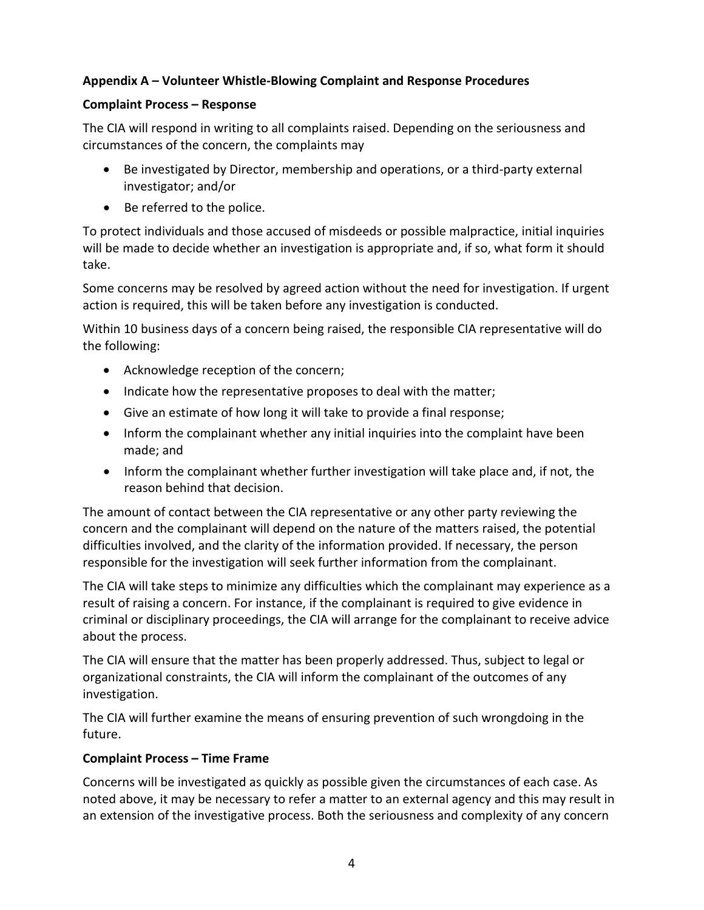**Appendix A – Volunteer Whistle-Blowing Complaint and Response Procedures**

**Complaint Process – Response**

The CIA will respond in writing to all complaints raised. Depending on the seriousness and circumstances of the concern, the complaints may

- Be investigated by Director, membership and operations, or a third-party external investigator; and/or
- Be referred to the police.

To protect individuals and those accused of misdeeds or possible malpractice, initial inquiries will be made to decide whether an investigation is appropriate and, if so, what form it should take.

Some concerns may be resolved by agreed action without the need for investigation. If urgent action is required, this will be taken before any investigation is conducted.

Within 10 business days of a concern being raised, the responsible CIA representative will do the following:

- Acknowledge reception of the concern;
- Indicate how the representative proposes to deal with the matter;
- Give an estimate of how long it will take to provide a final response;
- Inform the complainant whether any initial inquiries into the complaint have been made; and
- Inform the complainant whether further investigation will take place and, if not, the reason behind that decision.

The amount of contact between the CIA representative or any other party reviewing the concern and the complainant will depend on the nature of the matters raised, the potential difficulties involved, and the clarity of the information provided. If necessary, the person responsible for the investigation will seek further information from the complainant.

The CIA will take steps to minimize any difficulties which the complainant may experience as a result of raising a concern. For instance, if the complainant is required to give evidence in criminal or disciplinary proceedings, the CIA will arrange for the complainant to receive advice about the process.

The CIA will ensure that the matter has been properly addressed. Thus, subject to legal or organizational constraints, the CIA will inform the complainant of the outcomes of any investigation.

The CIA will further examine the means of ensuring prevention of such wrongdoing in the future.

**Complaint Process – Time Frame**

Concerns will be investigated as quickly as possible given the circumstances of each case. As noted above, it may be necessary to refer a matter to an external agency and this may result in an extension of the investigative process. Both the seriousness and complexity of any concern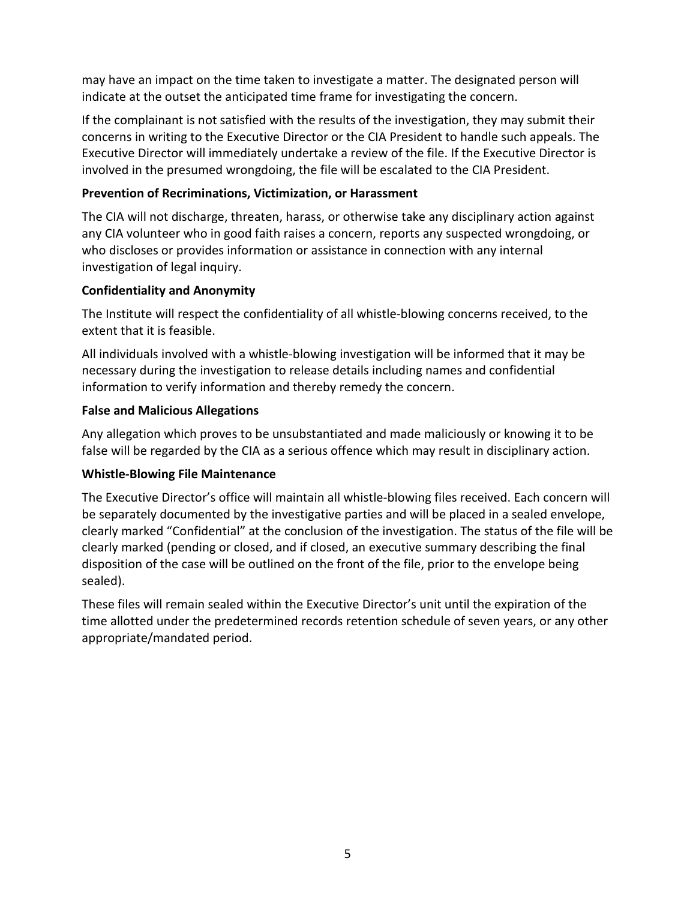may have an impact on the time taken to investigate a matter. The designated person will indicate at the outset the anticipated time frame for investigating the concern.

If the complainant is not satisfied with the results of the investigation, they may submit their concerns in writing to the Executive Director or the CIA President to handle such appeals. The Executive Director will immediately undertake a review of the file. If the Executive Director is involved in the presumed wrongdoing, the file will be escalated to the CIA President.

**Prevention of Recriminations, Victimization, or Harassment**

The CIA will not discharge, threaten, harass, or otherwise take any disciplinary action against any CIA volunteer who in good faith raises a concern, reports any suspected wrongdoing, or who discloses or provides information or assistance in connection with any internal investigation of legal inquiry.

**Confidentiality and Anonymity**

The Institute will respect the confidentiality of all whistle-blowing concerns received, to the extent that it is feasible.

All individuals involved with a whistle-blowing investigation will be informed that it may be necessary during the investigation to release details including names and confidential information to verify information and thereby remedy the concern.

**False and Malicious Allegations**

Any allegation which proves to be unsubstantiated and made maliciously or knowing it to be false will be regarded by the CIA as a serious offence which may result in disciplinary action.

**Whistle-Blowing File Maintenance**

The Executive Director's office will maintain all whistle-blowing files received. Each concern will be separately documented by the investigative parties and will be placed in a sealed envelope, clearly marked "Confidential" at the conclusion of the investigation. The status of the file will be clearly marked (pending or closed, and if closed, an executive summary describing the final disposition of the case will be outlined on the front of the file, prior to the envelope being sealed).

These files will remain sealed within the Executive Director's unit until the expiration of the time allotted under the predetermined records retention schedule of seven years, or any other appropriate/mandated period.